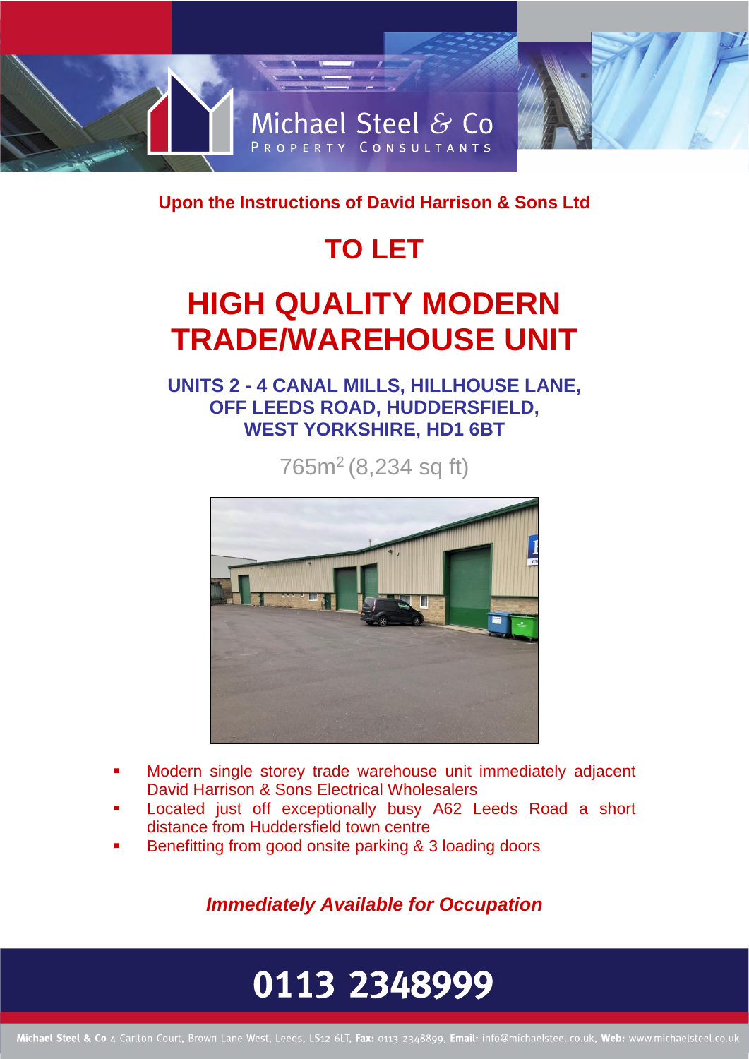Michael Steel & Co
PROPERTY CONSULTANTS

**Upon the Instructions of David Harrison & Sons Ltd**

# TO LET

# HIGH QUALITY MODERN TRADE/WAREHOUSE UNIT

## UNITS 2 - 4 CANAL MILLS, HILLHOUSE LANE, OFF LEEDS ROAD, HUDDERSFIELD, WEST YORKSHIRE, HD1 6BT

765m$^2$ (8,234 sq ft)

- Modern single storey trade warehouse unit immediately adjacent David Harrison & Sons Electrical Wholesalers
- Located just off exceptionally busy A62 Leeds Road a short distance from Huddersfield town centre
- Benefitting from good onsite parking & 3 loading doors

***Immediately Available for Occupation***

**0113 2348999**

**Michael Steel & Co** 4 Carlton Court, Brown Lane West, Leeds, LS12 6LT, **Fax:** 0113 2348899, **Email:** info@michaelsteel.co.uk, **Web:** www.michaelsteel.co.uk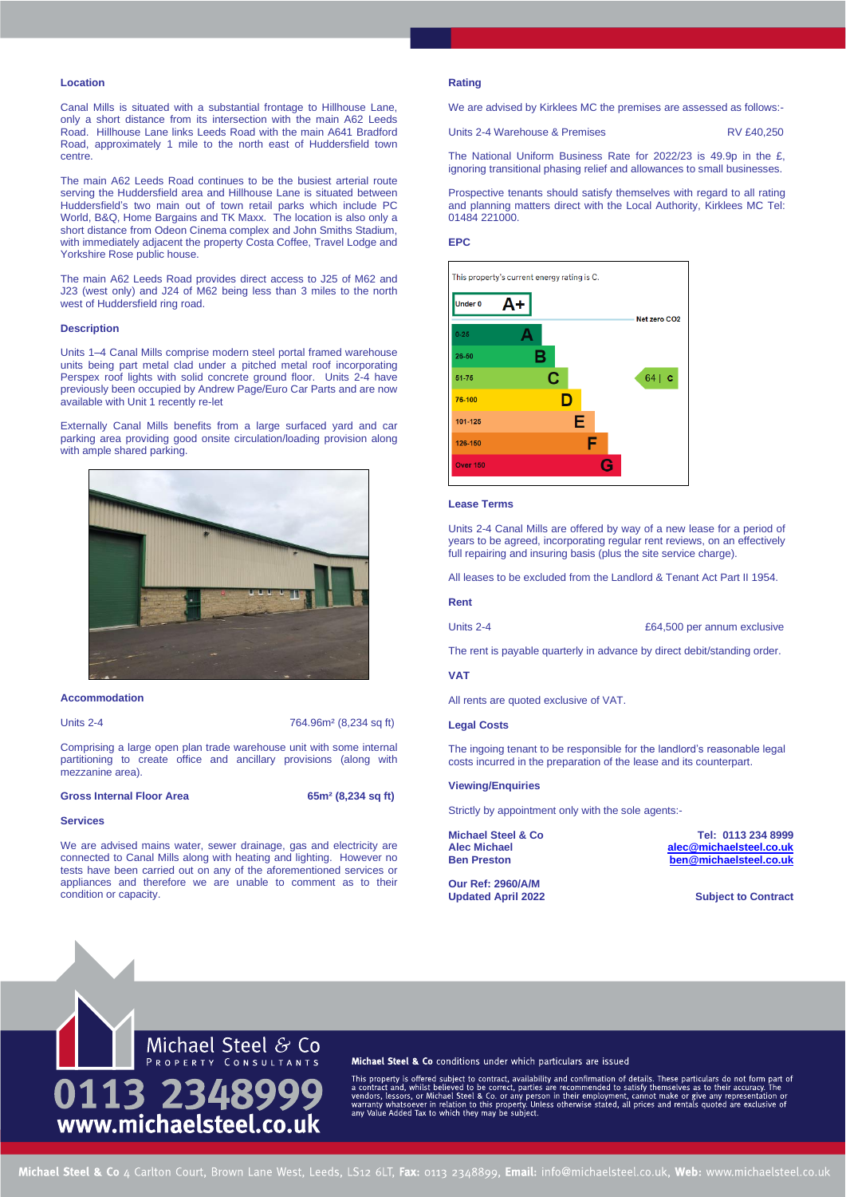### Location

Canal Mills is situated with a substantial frontage to Hillhouse Lane, only a short distance from its intersection with the main A62 Leeds Road. Hillhouse Lane links Leeds Road with the main A641 Bradford Road, approximately 1 mile to the north east of Huddersfield town centre.

The main A62 Leeds Road continues to be the busiest arterial route serving the Huddersfield area and Hillhouse Lane is situated between Huddersfield's two main out of town retail parks which include PC World, B&Q, Home Bargains and TK Maxx. The location is also only a short distance from Odeon Cinema complex and John Smiths Stadium, with immediately adjacent the property Costa Coffee, Travel Lodge and Yorkshire Rose public house.

The main A62 Leeds Road provides direct access to J25 of M62 and J23 (west only) and J24 of M62 being less than 3 miles to the north west of Huddersfield ring road.

### Description

Units 1–4 Canal Mills comprise modern steel portal framed warehouse units being part metal clad under a pitched metal roof incorporating Perspex roof lights with solid concrete ground floor. Units 2-4 have previously been occupied by Andrew Page/Euro Car Parts and are now available with Unit 1 recently re-let

Externally Canal Mills benefits from a large surfaced yard and car parking area providing good onsite circulation/loading provision along with ample shared parking.

### Accommodation

| | |
|---|---|
| Units 2-4 | 764.96m² (8,234 sq ft) |

Comprising a large open plan trade warehouse unit with some internal partitioning to create office and ancillary provisions (along with mezzanine area).

| | |
|---|---|
| **Gross Internal Floor Area** | **65m² (8,234 sq ft)** |

### Services

We are advised mains water, sewer drainage, gas and electricity are connected to Canal Mills along with heating and lighting. However no tests have been carried out on any of the aforementioned services or appliances and therefore we are unable to comment as to their condition or capacity.

### Rating

We are advised by Kirklees MC the premises are assessed as follows:-

| | |
|---|---|
| Units 2-4 Warehouse & Premises | RV £40,250 |

The National Uniform Business Rate for 2022/23 is 49.9p in the £, ignoring transitional phasing relief and allowances to small businesses.

Prospective tenants should satisfy themselves with regard to all rating and planning matters direct with the Local Authority, Kirklees MC Tel: 01484 221000.

### EPC

This property's current energy rating is C.

Under 0 A+
Net zero CO2
0-25 A
26-50 B
51-75 C
76-100 D
101-125 E
126-150 F
Over 150 G
64 | C

### Lease Terms

Units 2-4 Canal Mills are offered by way of a new lease for a period of years to be agreed, incorporating regular rent reviews, on an effectively full repairing and insuring basis (plus the site service charge).

All leases to be excluded from the Landlord & Tenant Act Part II 1954.

### Rent

| | |
|---|---|
| Units 2-4 | £64,500 per annum exclusive |

The rent is payable quarterly in advance by direct debit/standing order.

### VAT

All rents are quoted exclusive of VAT.

### Legal Costs

The ingoing tenant to be responsible for the landlord's reasonable legal costs incurred in the preparation of the lease and its counterpart.

### Viewing/Enquiries

Strictly by appointment only with the sole agents:-

**Michael Steel & Co** — **Tel: 0113 234 8999**
**Alec Michael** — **alec@michaelsteel.co.uk**
**Ben Preston** — **ben@michaelsteel.co.uk**

**Our Ref: 2960/A/M**
**Updated April 2022**

**Subject to Contract**

Michael Steel & Co
PROPERTY CONSULTANTS
0113 2348999
www.michaelsteel.co.uk

**Michael Steel & Co** conditions under which particulars are issued

This property is offered subject to contract, availability and confirmation of details. These particulars do not form part of a contract and, whilst believed to be correct, parties are recommended to satisfy themselves as to their accuracy. The vendors, lessors, or Michael Steel & Co. or any person in their employment, cannot make or give any representation or warranty whatsoever in relation to this property. Unless otherwise stated, all prices and rentals quoted are exclusive of any Value Added Tax to which they may be subject.

**Michael Steel & Co** 4 Carlton Court, Brown Lane West, Leeds, LS12 6LT, **Fax:** 0113 2348899, **Email:** info@michaelsteel.co.uk, **Web:** www.michaelsteel.co.uk